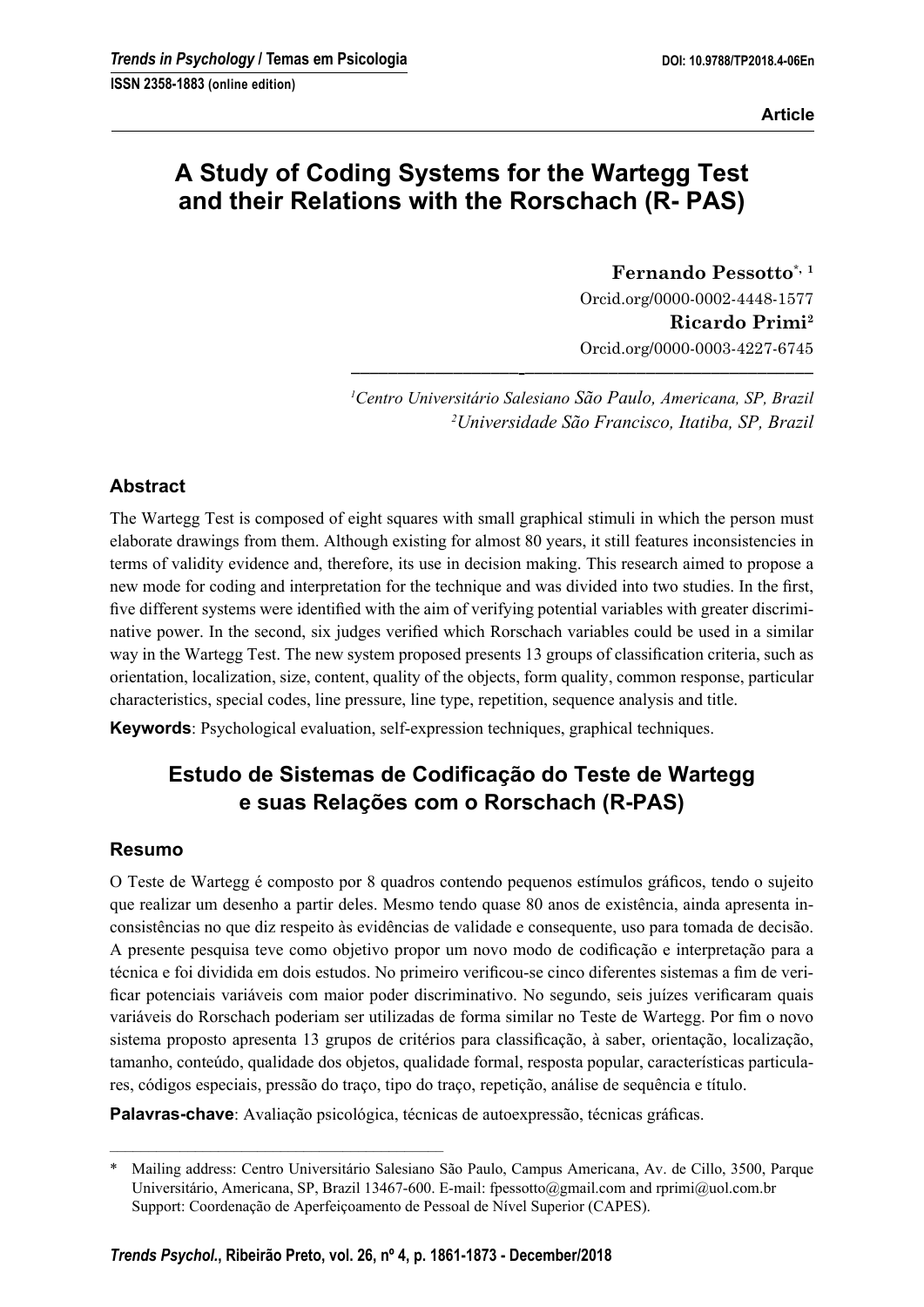Article

# A Study of Coding Systems for the Wartegg Test and their Relations with the Rorschach (R- PAS)

**Fernando Pessotto**[*, 1]
Orcid.org/0000-0002-4448-1577
**Ricardo Primi**[2]
Orcid.org/0000-0003-4227-6745

[1]*Centro Universitário Salesiano São Paulo, Americana, SP, Brazil*
[2]*Universidade São Francisco, Itatiba, SP, Brazil*

## Abstract

The Wartegg Test is composed of eight squares with small graphical stimuli in which the person must elaborate drawings from them. Although existing for almost 80 years, it still features inconsistencies in terms of validity evidence and, therefore, its use in decision making. This research aimed to propose a new mode for coding and interpretation for the technique and was divided into two studies. In the first, five different systems were identified with the aim of verifying potential variables with greater discriminative power. In the second, six judges verified which Rorschach variables could be used in a similar way in the Wartegg Test. The new system proposed presents 13 groups of classification criteria, such as orientation, localization, size, content, quality of the objects, form quality, common response, particular characteristics, special codes, line pressure, line type, repetition, sequence analysis and title.

**Keywords**: Psychological evaluation, self-expression techniques, graphical techniques.

# Estudo de Sistemas de Codificação do Teste de Wartegg e suas Relações com o Rorschach (R-PAS)

## Resumo

O Teste de Wartegg é composto por 8 quadros contendo pequenos estímulos gráficos, tendo o sujeito que realizar um desenho a partir deles. Mesmo tendo quase 80 anos de existência, ainda apresenta inconsistências no que diz respeito às evidências de validade e consequente, uso para tomada de decisão. A presente pesquisa teve como objetivo propor um novo modo de codificação e interpretação para a técnica e foi dividida em dois estudos. No primeiro verificou-se cinco diferentes sistemas a fim de verificar potenciais variáveis com maior poder discriminativo. No segundo, seis juízes verificaram quais variáveis do Rorschach poderiam ser utilizadas de forma similar no Teste de Wartegg. Por fim o novo sistema proposto apresenta 13 grupos de critérios para classificação, à saber, orientação, localização, tamanho, conteúdo, qualidade dos objetos, qualidade formal, resposta popular, características particulares, códigos especiais, pressão do traço, tipo do traço, repetição, análise de sequência e título.

**Palavras-chave**: Avaliação psicológica, técnicas de autoexpressão, técnicas gráficas.

---

\* Mailing address: Centro Universitário Salesiano São Paulo, Campus Americana, Av. de Cillo, 3500, Parque Universitário, Americana, SP, Brazil 13467-600. E-mail: fpessotto@gmail.com and rprimi@uol.com.br
Support: Coordenação de Aperfeiçoamento de Pessoal de Nível Superior (CAPES).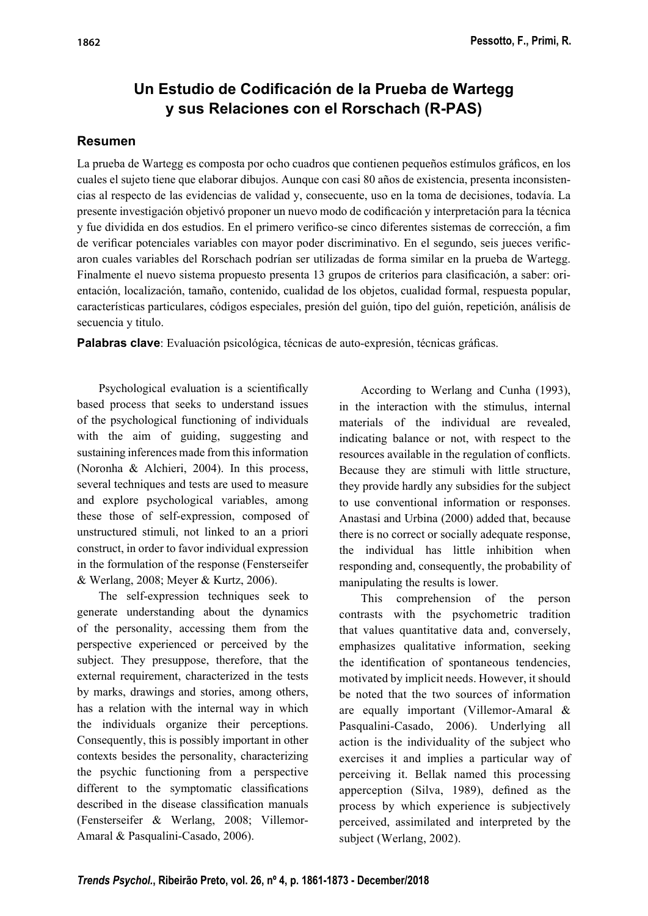# Un Estudio de Codificación de la Prueba de Wartegg y sus Relaciones con el Rorschach (R-PAS)

## Resumen

La prueba de Wartegg es composta por ocho cuadros que contienen pequeños estímulos gráficos, en los cuales el sujeto tiene que elaborar dibujos. Aunque con casi 80 años de existencia, presenta inconsistencias al respecto de las evidencias de validad y, consecuente, uso en la toma de decisiones, todavía. La presente investigación objetivó proponer un nuevo modo de codificación y interpretación para la técnica y fue dividida en dos estudios. En el primero verifico-se cinco diferentes sistemas de corrección, a fim de verificar potenciales variables con mayor poder discriminativo. En el segundo, seis jueces verificaron cuales variables del Rorschach podrían ser utilizadas de forma similar en la prueba de Wartegg. Finalmente el nuevo sistema propuesto presenta 13 grupos de criterios para clasificación, a saber: orientación, localización, tamaño, contenido, cualidad de los objetos, cualidad formal, respuesta popular, características particulares, códigos especiales, presión del guión, tipo del guión, repetición, análisis de secuencia y titulo.

**Palabras clave**: Evaluación psicológica, técnicas de auto-expresión, técnicas gráficas.

Psychological evaluation is a scientifically based process that seeks to understand issues of the psychological functioning of individuals with the aim of guiding, suggesting and sustaining inferences made from this information (Noronha & Alchieri, 2004). In this process, several techniques and tests are used to measure and explore psychological variables, among these those of self-expression, composed of unstructured stimuli, not linked to an a priori construct, in order to favor individual expression in the formulation of the response (Fensterseifer & Werlang, 2008; Meyer & Kurtz, 2006).

The self-expression techniques seek to generate understanding about the dynamics of the personality, accessing them from the perspective experienced or perceived by the subject. They presuppose, therefore, that the external requirement, characterized in the tests by marks, drawings and stories, among others, has a relation with the internal way in which the individuals organize their perceptions. Consequently, this is possibly important in other contexts besides the personality, characterizing the psychic functioning from a perspective different to the symptomatic classifications described in the disease classification manuals (Fensterseifer & Werlang, 2008; Villemor-Amaral & Pasqualini-Casado, 2006).

According to Werlang and Cunha (1993), in the interaction with the stimulus, internal materials of the individual are revealed, indicating balance or not, with respect to the resources available in the regulation of conflicts. Because they are stimuli with little structure, they provide hardly any subsidies for the subject to use conventional information or responses. Anastasi and Urbina (2000) added that, because there is no correct or socially adequate response, the individual has little inhibition when responding and, consequently, the probability of manipulating the results is lower.

This comprehension of the person contrasts with the psychometric tradition that values quantitative data and, conversely, emphasizes qualitative information, seeking the identification of spontaneous tendencies, motivated by implicit needs. However, it should be noted that the two sources of information are equally important (Villemor-Amaral & Pasqualini-Casado, 2006). Underlying all action is the individuality of the subject who exercises it and implies a particular way of perceiving it. Bellak named this processing apperception (Silva, 1989), defined as the process by which experience is subjectively perceived, assimilated and interpreted by the subject (Werlang, 2002).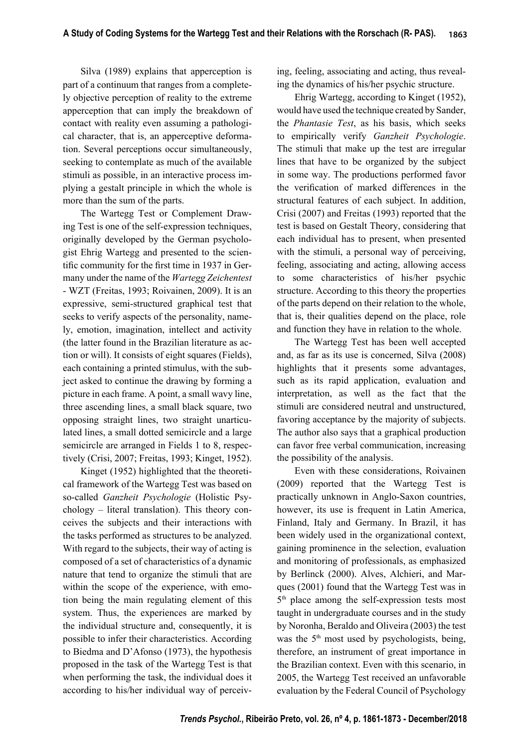Silva (1989) explains that apperception is part of a continuum that ranges from a completely objective perception of reality to the extreme apperception that can imply the breakdown of contact with reality even assuming a pathological character, that is, an apperceptive deformation. Several perceptions occur simultaneously, seeking to contemplate as much of the available stimuli as possible, in an interactive process implying a gestalt principle in which the whole is more than the sum of the parts.

The Wartegg Test or Complement Drawing Test is one of the self-expression techniques, originally developed by the German psychologist Ehrig Wartegg and presented to the scientific community for the first time in 1937 in Germany under the name of the *Wartegg Zeichentest* - WZT (Freitas, 1993; Roivainen, 2009). It is an expressive, semi-structured graphical test that seeks to verify aspects of the personality, namely, emotion, imagination, intellect and activity (the latter found in the Brazilian literature as action or will). It consists of eight squares (Fields), each containing a printed stimulus, with the subject asked to continue the drawing by forming a picture in each frame. A point, a small wavy line, three ascending lines, a small black square, two opposing straight lines, two straight unarticulated lines, a small dotted semicircle and a large semicircle are arranged in Fields 1 to 8, respectively (Crisi, 2007; Freitas, 1993; Kinget, 1952).

Kinget (1952) highlighted that the theoretical framework of the Wartegg Test was based on so-called *Ganzheit Psychologie* (Holistic Psychology – literal translation). This theory conceives the subjects and their interactions with the tasks performed as structures to be analyzed. With regard to the subjects, their way of acting is composed of a set of characteristics of a dynamic nature that tend to organize the stimuli that are within the scope of the experience, with emotion being the main regulating element of this system. Thus, the experiences are marked by the individual structure and, consequently, it is possible to infer their characteristics. According to Biedma and D'Afonso (1973), the hypothesis proposed in the task of the Wartegg Test is that when performing the task, the individual does it according to his/her individual way of perceiving, feeling, associating and acting, thus revealing the dynamics of his/her psychic structure.

Ehrig Wartegg, according to Kinget (1952), would have used the technique created by Sander, the *Phantasie Test*, as his basis, which seeks to empirically verify *Ganzheit Psychologie*. The stimuli that make up the test are irregular lines that have to be organized by the subject in some way. The productions performed favor the verification of marked differences in the structural features of each subject. In addition, Crisi (2007) and Freitas (1993) reported that the test is based on Gestalt Theory, considering that each individual has to present, when presented with the stimuli, a personal way of perceiving, feeling, associating and acting, allowing access to some characteristics of his/her psychic structure. According to this theory the properties of the parts depend on their relation to the whole, that is, their qualities depend on the place, role and function they have in relation to the whole.

The Wartegg Test has been well accepted and, as far as its use is concerned, Silva (2008) highlights that it presents some advantages, such as its rapid application, evaluation and interpretation, as well as the fact that the stimuli are considered neutral and unstructured, favoring acceptance by the majority of subjects. The author also says that a graphical production can favor free verbal communication, increasing the possibility of the analysis.

Even with these considerations, Roivainen (2009) reported that the Wartegg Test is practically unknown in Anglo-Saxon countries, however, its use is frequent in Latin America, Finland, Italy and Germany. In Brazil, it has been widely used in the organizational context, gaining prominence in the selection, evaluation and monitoring of professionals, as emphasized by Berlinck (2000). Alves, Alchieri, and Marques (2001) found that the Wartegg Test was in 5th place among the self-expression tests most taught in undergraduate courses and in the study by Noronha, Beraldo and Oliveira (2003) the test was the 5th most used by psychologists, being, therefore, an instrument of great importance in the Brazilian context. Even with this scenario, in 2005, the Wartegg Test received an unfavorable evaluation by the Federal Council of Psychology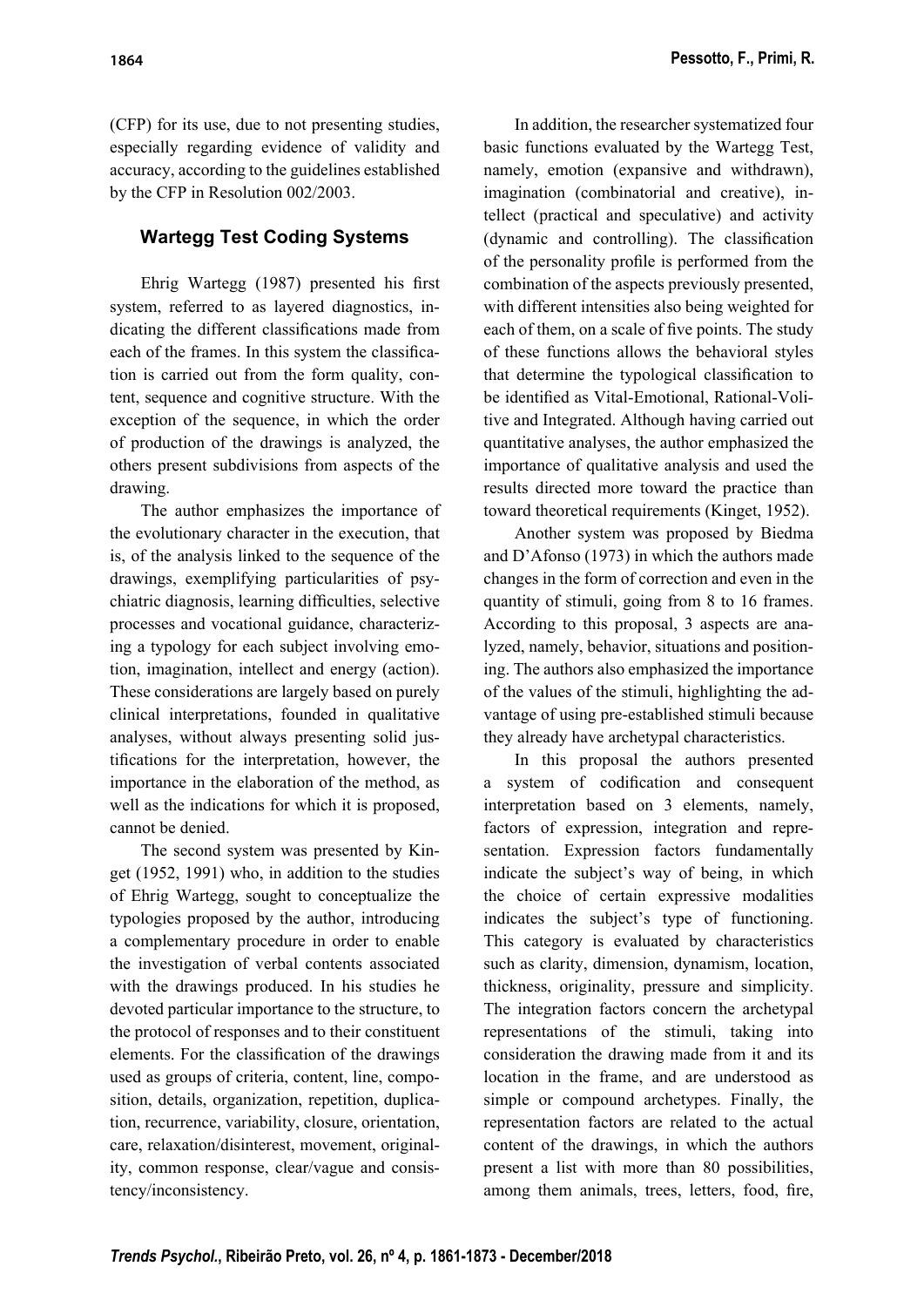(CFP) for its use, due to not presenting studies, especially regarding evidence of validity and accuracy, according to the guidelines established by the CFP in Resolution 002/2003.

## Wartegg Test Coding Systems

Ehrig Wartegg (1987) presented his first system, referred to as layered diagnostics, indicating the different classifications made from each of the frames. In this system the classification is carried out from the form quality, content, sequence and cognitive structure. With the exception of the sequence, in which the order of production of the drawings is analyzed, the others present subdivisions from aspects of the drawing.

The author emphasizes the importance of the evolutionary character in the execution, that is, of the analysis linked to the sequence of the drawings, exemplifying particularities of psychiatric diagnosis, learning difficulties, selective processes and vocational guidance, characterizing a typology for each subject involving emotion, imagination, intellect and energy (action). These considerations are largely based on purely clinical interpretations, founded in qualitative analyses, without always presenting solid justifications for the interpretation, however, the importance in the elaboration of the method, as well as the indications for which it is proposed, cannot be denied.

The second system was presented by Kinget (1952, 1991) who, in addition to the studies of Ehrig Wartegg, sought to conceptualize the typologies proposed by the author, introducing a complementary procedure in order to enable the investigation of verbal contents associated with the drawings produced. In his studies he devoted particular importance to the structure, to the protocol of responses and to their constituent elements. For the classification of the drawings used as groups of criteria, content, line, composition, details, organization, repetition, duplication, recurrence, variability, closure, orientation, care, relaxation/disinterest, movement, originality, common response, clear/vague and consistency/inconsistency.

In addition, the researcher systematized four basic functions evaluated by the Wartegg Test, namely, emotion (expansive and withdrawn), imagination (combinatorial and creative), intellect (practical and speculative) and activity (dynamic and controlling). The classification of the personality profile is performed from the combination of the aspects previously presented, with different intensities also being weighted for each of them, on a scale of five points. The study of these functions allows the behavioral styles that determine the typological classification to be identified as Vital-Emotional, Rational-Volitive and Integrated. Although having carried out quantitative analyses, the author emphasized the importance of qualitative analysis and used the results directed more toward the practice than toward theoretical requirements (Kinget, 1952).

Another system was proposed by Biedma and D'Afonso (1973) in which the authors made changes in the form of correction and even in the quantity of stimuli, going from 8 to 16 frames. According to this proposal, 3 aspects are analyzed, namely, behavior, situations and positioning. The authors also emphasized the importance of the values of the stimuli, highlighting the advantage of using pre-established stimuli because they already have archetypal characteristics.

In this proposal the authors presented a system of codification and consequent interpretation based on 3 elements, namely, factors of expression, integration and representation. Expression factors fundamentally indicate the subject's way of being, in which the choice of certain expressive modalities indicates the subject's type of functioning. This category is evaluated by characteristics such as clarity, dimension, dynamism, location, thickness, originality, pressure and simplicity. The integration factors concern the archetypal representations of the stimuli, taking into consideration the drawing made from it and its location in the frame, and are understood as simple or compound archetypes. Finally, the representation factors are related to the actual content of the drawings, in which the authors present a list with more than 80 possibilities, among them animals, trees, letters, food, fire,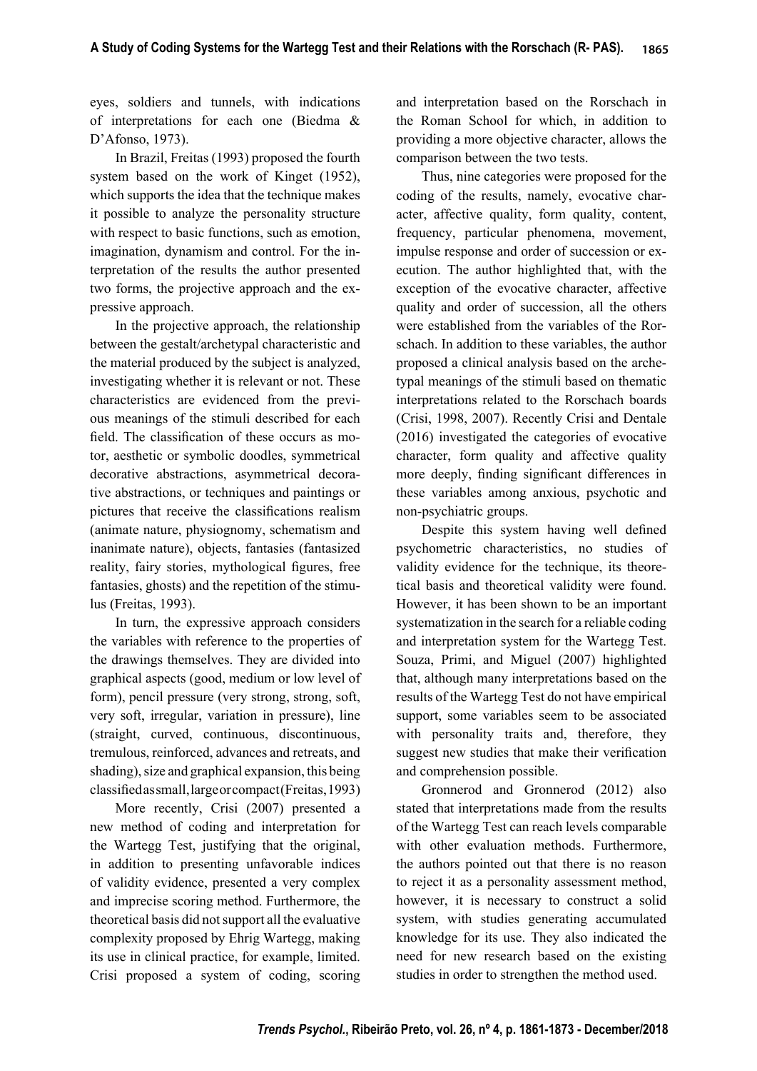eyes, soldiers and tunnels, with indications of interpretations for each one (Biedma & D'Afonso, 1973).

In Brazil, Freitas (1993) proposed the fourth system based on the work of Kinget (1952), which supports the idea that the technique makes it possible to analyze the personality structure with respect to basic functions, such as emotion, imagination, dynamism and control. For the interpretation of the results the author presented two forms, the projective approach and the expressive approach.

In the projective approach, the relationship between the gestalt/archetypal characteristic and the material produced by the subject is analyzed, investigating whether it is relevant or not. These characteristics are evidenced from the previous meanings of the stimuli described for each field. The classification of these occurs as motor, aesthetic or symbolic doodles, symmetrical decorative abstractions, asymmetrical decorative abstractions, or techniques and paintings or pictures that receive the classifications realism (animate nature, physiognomy, schematism and inanimate nature), objects, fantasies (fantasized reality, fairy stories, mythological figures, free fantasies, ghosts) and the repetition of the stimulus (Freitas, 1993).

In turn, the expressive approach considers the variables with reference to the properties of the drawings themselves. They are divided into graphical aspects (good, medium or low level of form), pencil pressure (very strong, strong, soft, very soft, irregular, variation in pressure), line (straight, curved, continuous, discontinuous, tremulous, reinforced, advances and retreats, and shading), size and graphical expansion, this being classified as small, large or compact (Freitas, 1993)

More recently, Crisi (2007) presented a new method of coding and interpretation for the Wartegg Test, justifying that the original, in addition to presenting unfavorable indices of validity evidence, presented a very complex and imprecise scoring method. Furthermore, the theoretical basis did not support all the evaluative complexity proposed by Ehrig Wartegg, making its use in clinical practice, for example, limited. Crisi proposed a system of coding, scoring and interpretation based on the Rorschach in the Roman School for which, in addition to providing a more objective character, allows the comparison between the two tests.

Thus, nine categories were proposed for the coding of the results, namely, evocative character, affective quality, form quality, content, frequency, particular phenomena, movement, impulse response and order of succession or execution. The author highlighted that, with the exception of the evocative character, affective quality and order of succession, all the others were established from the variables of the Rorschach. In addition to these variables, the author proposed a clinical analysis based on the archetypal meanings of the stimuli based on thematic interpretations related to the Rorschach boards (Crisi, 1998, 2007). Recently Crisi and Dentale (2016) investigated the categories of evocative character, form quality and affective quality more deeply, finding significant differences in these variables among anxious, psychotic and non-psychiatric groups.

Despite this system having well defined psychometric characteristics, no studies of validity evidence for the technique, its theoretical basis and theoretical validity were found. However, it has been shown to be an important systematization in the search for a reliable coding and interpretation system for the Wartegg Test. Souza, Primi, and Miguel (2007) highlighted that, although many interpretations based on the results of the Wartegg Test do not have empirical support, some variables seem to be associated with personality traits and, therefore, they suggest new studies that make their verification and comprehension possible.

Gronnerod and Gronnerod (2012) also stated that interpretations made from the results of the Wartegg Test can reach levels comparable with other evaluation methods. Furthermore, the authors pointed out that there is no reason to reject it as a personality assessment method, however, it is necessary to construct a solid system, with studies generating accumulated knowledge for its use. They also indicated the need for new research based on the existing studies in order to strengthen the method used.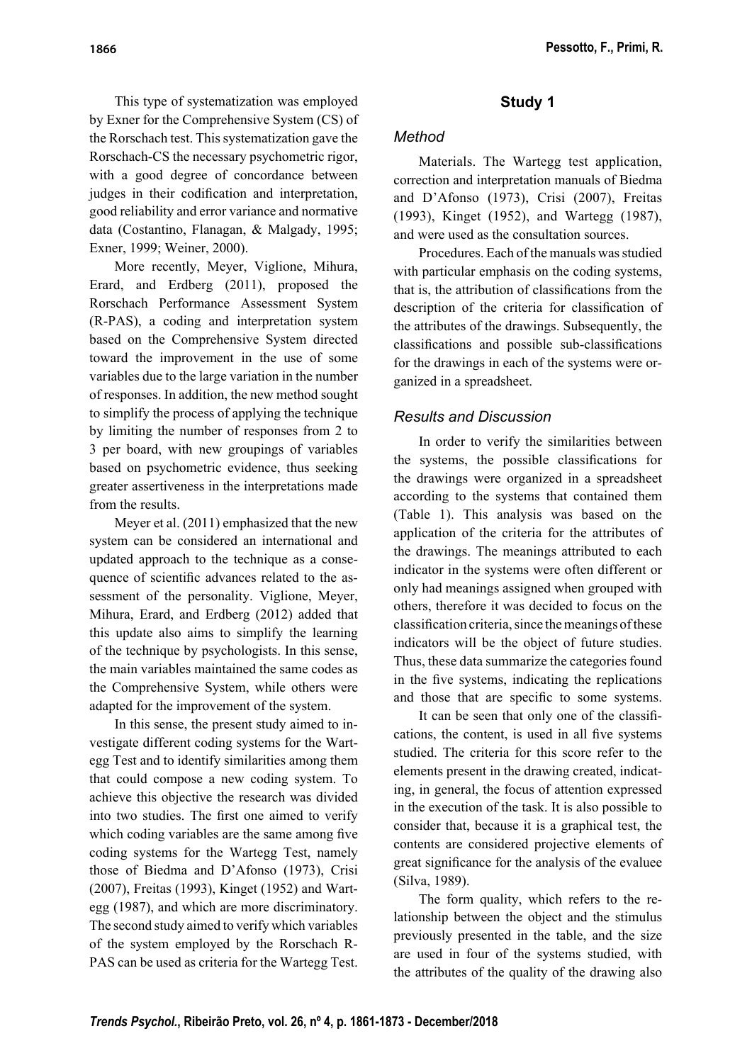This type of systematization was employed by Exner for the Comprehensive System (CS) of the Rorschach test. This systematization gave the Rorschach-CS the necessary psychometric rigor, with a good degree of concordance between judges in their codification and interpretation, good reliability and error variance and normative data (Costantino, Flanagan, & Malgady, 1995; Exner, 1999; Weiner, 2000).

More recently, Meyer, Viglione, Mihura, Erard, and Erdberg (2011), proposed the Rorschach Performance Assessment System (R-PAS), a coding and interpretation system based on the Comprehensive System directed toward the improvement in the use of some variables due to the large variation in the number of responses. In addition, the new method sought to simplify the process of applying the technique by limiting the number of responses from 2 to 3 per board, with new groupings of variables based on psychometric evidence, thus seeking greater assertiveness in the interpretations made from the results.

Meyer et al. (2011) emphasized that the new system can be considered an international and updated approach to the technique as a consequence of scientific advances related to the assessment of the personality. Viglione, Meyer, Mihura, Erard, and Erdberg (2012) added that this update also aims to simplify the learning of the technique by psychologists. In this sense, the main variables maintained the same codes as the Comprehensive System, while others were adapted for the improvement of the system.

In this sense, the present study aimed to investigate different coding systems for the Wartegg Test and to identify similarities among them that could compose a new coding system. To achieve this objective the research was divided into two studies. The first one aimed to verify which coding variables are the same among five coding systems for the Wartegg Test, namely those of Biedma and D'Afonso (1973), Crisi (2007), Freitas (1993), Kinget (1952) and Wartegg (1987), and which are more discriminatory. The second study aimed to verify which variables of the system employed by the Rorschach R-PAS can be used as criteria for the Wartegg Test.

## Study 1

### *Method*

Materials. The Wartegg test application, correction and interpretation manuals of Biedma and D'Afonso (1973), Crisi (2007), Freitas (1993), Kinget (1952), and Wartegg (1987), and were used as the consultation sources.

Procedures. Each of the manuals was studied with particular emphasis on the coding systems, that is, the attribution of classifications from the description of the criteria for classification of the attributes of the drawings. Subsequently, the classifications and possible sub-classifications for the drawings in each of the systems were organized in a spreadsheet.

### *Results and Discussion*

In order to verify the similarities between the systems, the possible classifications for the drawings were organized in a spreadsheet according to the systems that contained them (Table 1). This analysis was based on the application of the criteria for the attributes of the drawings. The meanings attributed to each indicator in the systems were often different or only had meanings assigned when grouped with others, therefore it was decided to focus on the classification criteria, since the meanings of these indicators will be the object of future studies. Thus, these data summarize the categories found in the five systems, indicating the replications and those that are specific to some systems.

It can be seen that only one of the classifications, the content, is used in all five systems studied. The criteria for this score refer to the elements present in the drawing created, indicating, in general, the focus of attention expressed in the execution of the task. It is also possible to consider that, because it is a graphical test, the contents are considered projective elements of great significance for the analysis of the evaluee (Silva, 1989).

The form quality, which refers to the relationship between the object and the stimulus previously presented in the table, and the size are used in four of the systems studied, with the attributes of the quality of the drawing also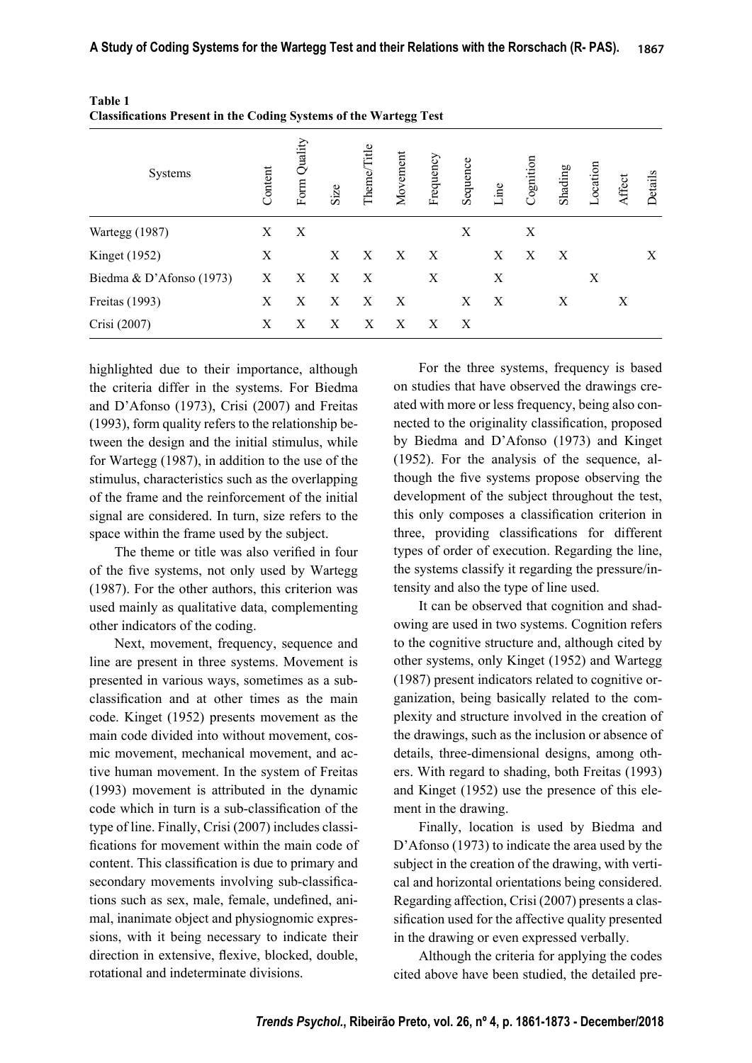**Table 1**
**Classifications Present in the Coding Systems of the Wartegg Test**

| Systems | Content | Form Quality | Size | Theme/Title | Movement | Frequency | Sequence | Line | Cognition | Shading | Location | Affect | Details |
|---|---|---|---|---|---|---|---|---|---|---|---|---|---|
| Wartegg (1987) | X | X | | | | | X | | X | | | | |
| Kinget (1952) | X | | X | X | X | X | | X | X | X | | | X |
| Biedma & D'Afonso (1973) | X | X | X | X | | X | | X | | | X | | |
| Freitas (1993) | X | X | X | X | X | | X | X | | X | | X | |
| Crisi (2007) | X | X | X | X | X | X | X | | | | | | |

highlighted due to their importance, although the criteria differ in the systems. For Biedma and D'Afonso (1973), Crisi (2007) and Freitas (1993), form quality refers to the relationship between the design and the initial stimulus, while for Wartegg (1987), in addition to the use of the stimulus, characteristics such as the overlapping of the frame and the reinforcement of the initial signal are considered. In turn, size refers to the space within the frame used by the subject.

The theme or title was also verified in four of the five systems, not only used by Wartegg (1987). For the other authors, this criterion was used mainly as qualitative data, complementing other indicators of the coding.

Next, movement, frequency, sequence and line are present in three systems. Movement is presented in various ways, sometimes as a sub-classification and at other times as the main code. Kinget (1952) presents movement as the main code divided into without movement, cosmic movement, mechanical movement, and active human movement. In the system of Freitas (1993) movement is attributed in the dynamic code which in turn is a sub-classification of the type of line. Finally, Crisi (2007) includes classifications for movement within the main code of content. This classification is due to primary and secondary movements involving sub-classifications such as sex, male, female, undefined, animal, inanimate object and physiognomic expressions, with it being necessary to indicate their direction in extensive, flexive, blocked, double, rotational and indeterminate divisions.

For the three systems, frequency is based on studies that have observed the drawings created with more or less frequency, being also connected to the originality classification, proposed by Biedma and D'Afonso (1973) and Kinget (1952). For the analysis of the sequence, although the five systems propose observing the development of the subject throughout the test, this only composes a classification criterion in three, providing classifications for different types of order of execution. Regarding the line, the systems classify it regarding the pressure/intensity and also the type of line used.

It can be observed that cognition and shadowing are used in two systems. Cognition refers to the cognitive structure and, although cited by other systems, only Kinget (1952) and Wartegg (1987) present indicators related to cognitive organization, being basically related to the complexity and structure involved in the creation of the drawings, such as the inclusion or absence of details, three-dimensional designs, among others. With regard to shading, both Freitas (1993) and Kinget (1952) use the presence of this element in the drawing.

Finally, location is used by Biedma and D'Afonso (1973) to indicate the area used by the subject in the creation of the drawing, with vertical and horizontal orientations being considered. Regarding affection, Crisi (2007) presents a classification used for the affective quality presented in the drawing or even expressed verbally.

Although the criteria for applying the codes cited above have been studied, the detailed pre-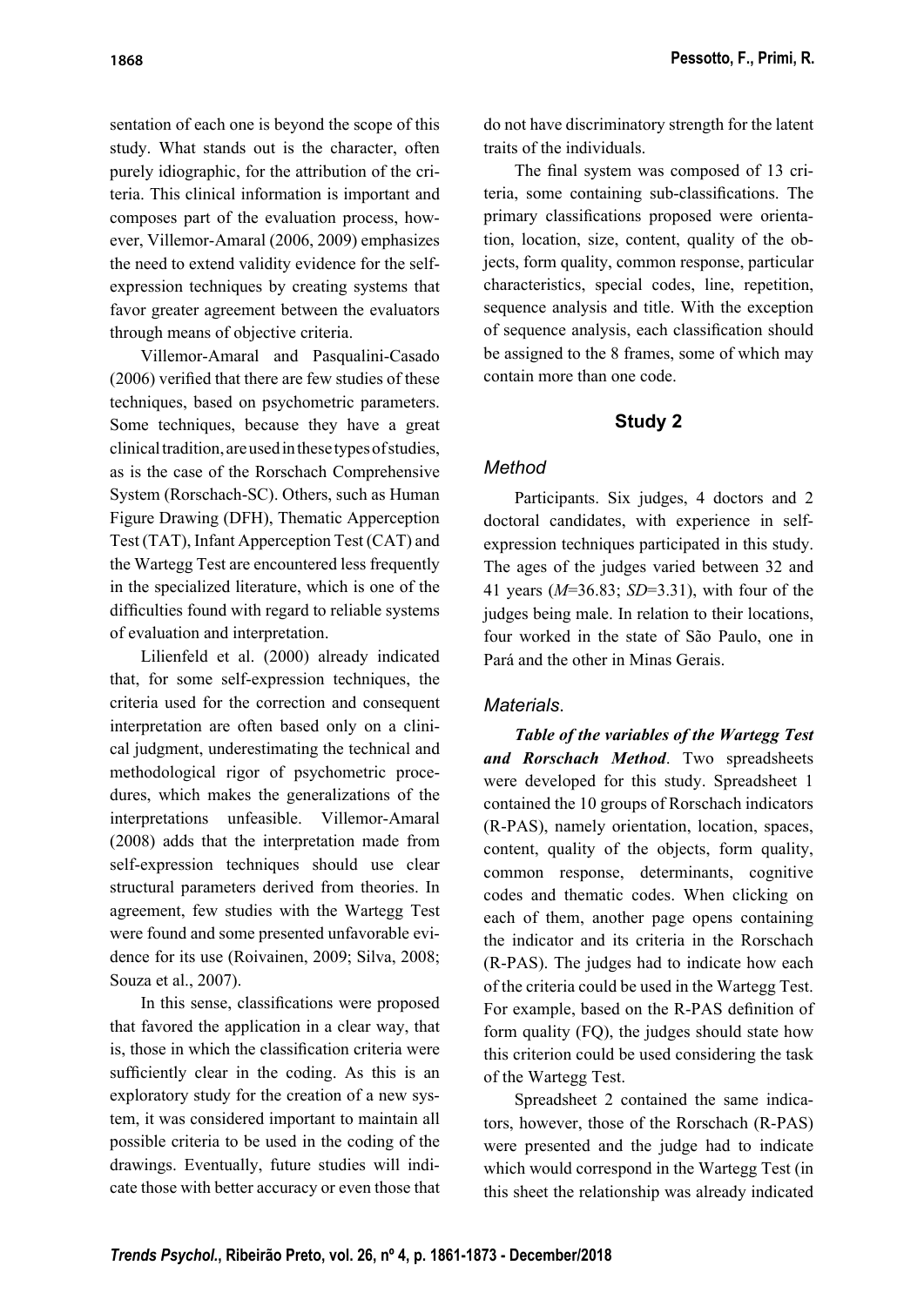sentation of each one is beyond the scope of this study. What stands out is the character, often purely idiographic, for the attribution of the criteria. This clinical information is important and composes part of the evaluation process, however, Villemor-Amaral (2006, 2009) emphasizes the need to extend validity evidence for the self-expression techniques by creating systems that favor greater agreement between the evaluators through means of objective criteria.

Villemor-Amaral and Pasqualini-Casado (2006) verified that there are few studies of these techniques, based on psychometric parameters. Some techniques, because they have a great clinical tradition, are used in these types of studies, as is the case of the Rorschach Comprehensive System (Rorschach-SC). Others, such as Human Figure Drawing (DFH), Thematic Apperception Test (TAT), Infant Apperception Test (CAT) and the Wartegg Test are encountered less frequently in the specialized literature, which is one of the difficulties found with regard to reliable systems of evaluation and interpretation.

Lilienfeld et al. (2000) already indicated that, for some self-expression techniques, the criteria used for the correction and consequent interpretation are often based only on a clinical judgment, underestimating the technical and methodological rigor of psychometric procedures, which makes the generalizations of the interpretations unfeasible. Villemor-Amaral (2008) adds that the interpretation made from self-expression techniques should use clear structural parameters derived from theories. In agreement, few studies with the Wartegg Test were found and some presented unfavorable evidence for its use (Roivainen, 2009; Silva, 2008; Souza et al., 2007).

In this sense, classifications were proposed that favored the application in a clear way, that is, those in which the classification criteria were sufficiently clear in the coding. As this is an exploratory study for the creation of a new system, it was considered important to maintain all possible criteria to be used in the coding of the drawings. Eventually, future studies will indicate those with better accuracy or even those that do not have discriminatory strength for the latent traits of the individuals.

The final system was composed of 13 criteria, some containing sub-classifications. The primary classifications proposed were orientation, location, size, content, quality of the objects, form quality, common response, particular characteristics, special codes, line, repetition, sequence analysis and title. With the exception of sequence analysis, each classification should be assigned to the 8 frames, some of which may contain more than one code.

## Study 2

### *Method*

Participants. Six judges, 4 doctors and 2 doctoral candidates, with experience in self-expression techniques participated in this study. The ages of the judges varied between 32 and 41 years (*M*=36.83; *SD*=3.31), with four of the judges being male. In relation to their locations, four worked in the state of São Paulo, one in Pará and the other in Minas Gerais.

### *Materials*.

***Table of the variables of the Wartegg Test and Rorschach Method***. Two spreadsheets were developed for this study. Spreadsheet 1 contained the 10 groups of Rorschach indicators (R-PAS), namely orientation, location, spaces, content, quality of the objects, form quality, common response, determinants, cognitive codes and thematic codes. When clicking on each of them, another page opens containing the indicator and its criteria in the Rorschach (R-PAS). The judges had to indicate how each of the criteria could be used in the Wartegg Test. For example, based on the R-PAS definition of form quality (FQ), the judges should state how this criterion could be used considering the task of the Wartegg Test.

Spreadsheet 2 contained the same indicators, however, those of the Rorschach (R-PAS) were presented and the judge had to indicate which would correspond in the Wartegg Test (in this sheet the relationship was already indicated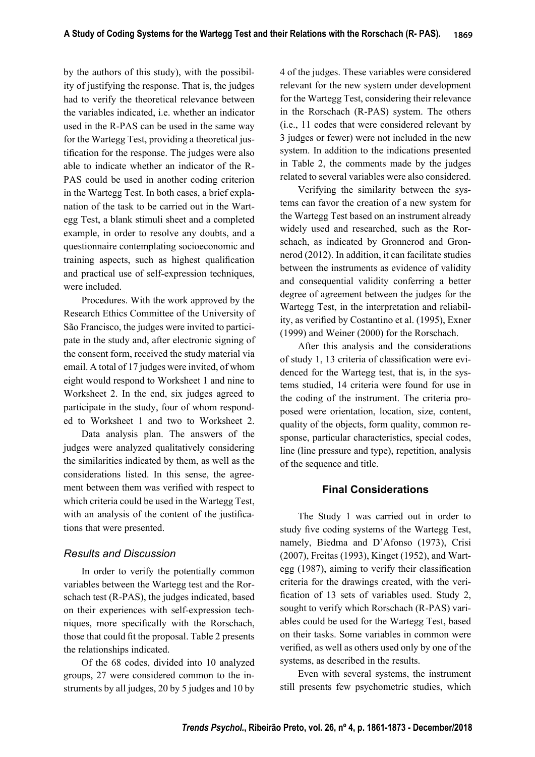by the authors of this study), with the possibility of justifying the response. That is, the judges had to verify the theoretical relevance between the variables indicated, i.e. whether an indicator used in the R-PAS can be used in the same way for the Wartegg Test, providing a theoretical justification for the response. The judges were also able to indicate whether an indicator of the R-PAS could be used in another coding criterion in the Wartegg Test. In both cases, a brief explanation of the task to be carried out in the Wartegg Test, a blank stimuli sheet and a completed example, in order to resolve any doubts, and a questionnaire contemplating socioeconomic and training aspects, such as highest qualification and practical use of self-expression techniques, were included.

Procedures. With the work approved by the Research Ethics Committee of the University of São Francisco, the judges were invited to participate in the study and, after electronic signing of the consent form, received the study material via email. A total of 17 judges were invited, of whom eight would respond to Worksheet 1 and nine to Worksheet 2. In the end, six judges agreed to participate in the study, four of whom responded to Worksheet 1 and two to Worksheet 2.

Data analysis plan. The answers of the judges were analyzed qualitatively considering the similarities indicated by them, as well as the considerations listed. In this sense, the agreement between them was verified with respect to which criteria could be used in the Wartegg Test, with an analysis of the content of the justifications that were presented.

### *Results and Discussion*

In order to verify the potentially common variables between the Wartegg test and the Rorschach test (R-PAS), the judges indicated, based on their experiences with self-expression techniques, more specifically with the Rorschach, those that could fit the proposal. Table 2 presents the relationships indicated.

Of the 68 codes, divided into 10 analyzed groups, 27 were considered common to the instruments by all judges, 20 by 5 judges and 10 by 4 of the judges. These variables were considered relevant for the new system under development for the Wartegg Test, considering their relevance in the Rorschach (R-PAS) system. The others (i.e., 11 codes that were considered relevant by 3 judges or fewer) were not included in the new system. In addition to the indications presented in Table 2, the comments made by the judges related to several variables were also considered.

Verifying the similarity between the systems can favor the creation of a new system for the Wartegg Test based on an instrument already widely used and researched, such as the Rorschach, as indicated by Gronnerod and Gronnerod (2012). In addition, it can facilitate studies between the instruments as evidence of validity and consequential validity conferring a better degree of agreement between the judges for the Wartegg Test, in the interpretation and reliability, as verified by Costantino et al. (1995), Exner (1999) and Weiner (2000) for the Rorschach.

After this analysis and the considerations of study 1, 13 criteria of classification were evidenced for the Wartegg test, that is, in the systems studied, 14 criteria were found for use in the coding of the instrument. The criteria proposed were orientation, location, size, content, quality of the objects, form quality, common response, particular characteristics, special codes, line (line pressure and type), repetition, analysis of the sequence and title.

## Final Considerations

The Study 1 was carried out in order to study five coding systems of the Wartegg Test, namely, Biedma and D'Afonso (1973), Crisi (2007), Freitas (1993), Kinget (1952), and Wartegg (1987), aiming to verify their classification criteria for the drawings created, with the verification of 13 sets of variables used. Study 2, sought to verify which Rorschach (R-PAS) variables could be used for the Wartegg Test, based on their tasks. Some variables in common were verified, as well as others used only by one of the systems, as described in the results.

Even with several systems, the instrument still presents few psychometric studies, which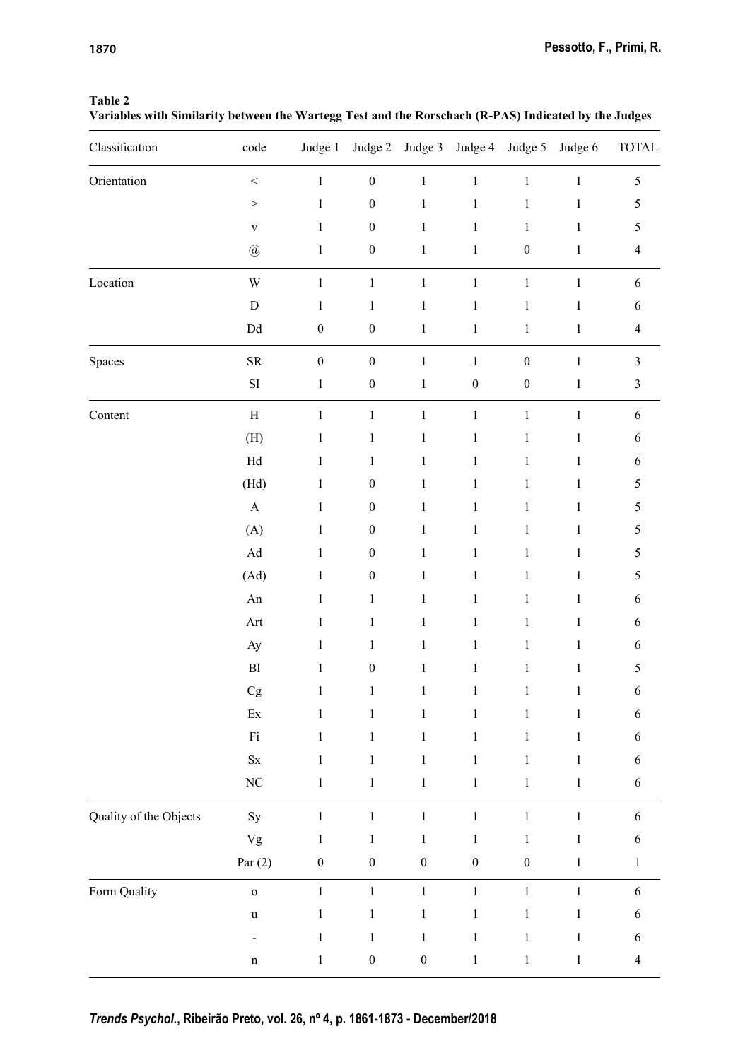**Table 2**
**Variables with Similarity between the Wartegg Test and the Rorschach (R-PAS) Indicated by the Judges**

| Classification | code | Judge 1 | Judge 2 | Judge 3 | Judge 4 | Judge 5 | Judge 6 | TOTAL |
|---|---|---|---|---|---|---|---|---|
| Orientation | < | 1 | 0 | 1 | 1 | 1 | 1 | 5 |
| | > | 1 | 0 | 1 | 1 | 1 | 1 | 5 |
| | v | 1 | 0 | 1 | 1 | 1 | 1 | 5 |
| | @ | 1 | 0 | 1 | 1 | 0 | 1 | 4 |
| Location | W | 1 | 1 | 1 | 1 | 1 | 1 | 6 |
| | D | 1 | 1 | 1 | 1 | 1 | 1 | 6 |
| | Dd | 0 | 0 | 1 | 1 | 1 | 1 | 4 |
| Spaces | SR | 0 | 0 | 1 | 1 | 0 | 1 | 3 |
| | SI | 1 | 0 | 1 | 0 | 0 | 1 | 3 |
| Content | H | 1 | 1 | 1 | 1 | 1 | 1 | 6 |
| | (H) | 1 | 1 | 1 | 1 | 1 | 1 | 6 |
| | Hd | 1 | 1 | 1 | 1 | 1 | 1 | 6 |
| | (Hd) | 1 | 0 | 1 | 1 | 1 | 1 | 5 |
| | A | 1 | 0 | 1 | 1 | 1 | 1 | 5 |
| | (A) | 1 | 0 | 1 | 1 | 1 | 1 | 5 |
| | Ad | 1 | 0 | 1 | 1 | 1 | 1 | 5 |
| | (Ad) | 1 | 0 | 1 | 1 | 1 | 1 | 5 |
| | An | 1 | 1 | 1 | 1 | 1 | 1 | 6 |
| | Art | 1 | 1 | 1 | 1 | 1 | 1 | 6 |
| | Ay | 1 | 1 | 1 | 1 | 1 | 1 | 6 |
| | Bl | 1 | 0 | 1 | 1 | 1 | 1 | 5 |
| | Cg | 1 | 1 | 1 | 1 | 1 | 1 | 6 |
| | Ex | 1 | 1 | 1 | 1 | 1 | 1 | 6 |
| | Fi | 1 | 1 | 1 | 1 | 1 | 1 | 6 |
| | Sx | 1 | 1 | 1 | 1 | 1 | 1 | 6 |
| | NC | 1 | 1 | 1 | 1 | 1 | 1 | 6 |
| Quality of the Objects | Sy | 1 | 1 | 1 | 1 | 1 | 1 | 6 |
| | Vg | 1 | 1 | 1 | 1 | 1 | 1 | 6 |
| | Par (2) | 0 | 0 | 0 | 0 | 0 | 1 | 1 |
| Form Quality | o | 1 | 1 | 1 | 1 | 1 | 1 | 6 |
| | u | 1 | 1 | 1 | 1 | 1 | 1 | 6 |
| | - | 1 | 1 | 1 | 1 | 1 | 1 | 6 |
| | n | 1 | 0 | 0 | 1 | 1 | 1 | 4 |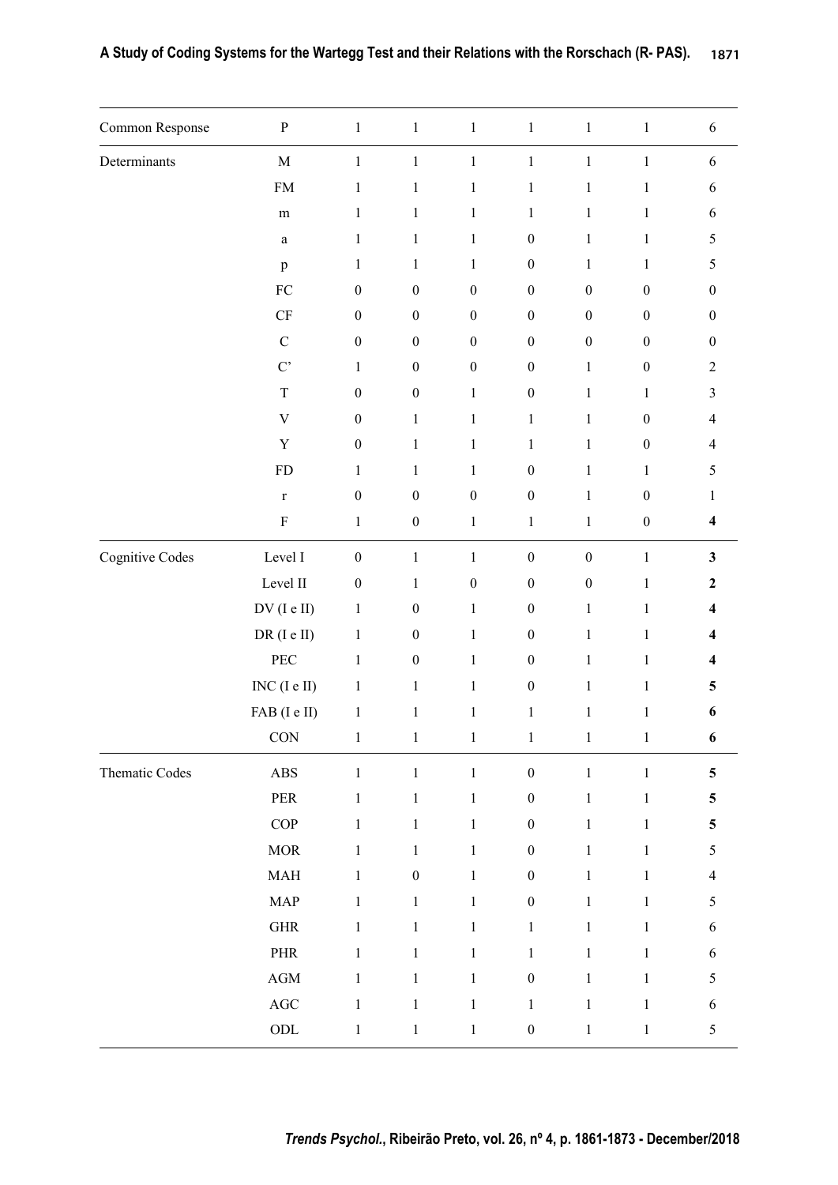| | | | | | | | | |
|---|---|---|---|---|---|---|---|---|
| Common Response | P | 1 | 1 | 1 | 1 | 1 | 1 | 6 |
| Determinants | M | 1 | 1 | 1 | 1 | 1 | 1 | 6 |
| | FM | 1 | 1 | 1 | 1 | 1 | 1 | 6 |
| | m | 1 | 1 | 1 | 1 | 1 | 1 | 6 |
| | a | 1 | 1 | 1 | 0 | 1 | 1 | 5 |
| | p | 1 | 1 | 1 | 0 | 1 | 1 | 5 |
| | FC | 0 | 0 | 0 | 0 | 0 | 0 | 0 |
| | CF | 0 | 0 | 0 | 0 | 0 | 0 | 0 |
| | C | 0 | 0 | 0 | 0 | 0 | 0 | 0 |
| | C' | 1 | 0 | 0 | 0 | 1 | 0 | 2 |
| | T | 0 | 0 | 1 | 0 | 1 | 1 | 3 |
| | V | 0 | 1 | 1 | 1 | 1 | 0 | 4 |
| | Y | 0 | 1 | 1 | 1 | 1 | 0 | 4 |
| | FD | 1 | 1 | 1 | 0 | 1 | 1 | 5 |
| | r | 0 | 0 | 0 | 0 | 1 | 0 | 1 |
| | F | 1 | 0 | 1 | 1 | 1 | 0 | **4** |
| Cognitive Codes | Level I | 0 | 1 | 1 | 0 | 0 | 1 | **3** |
| | Level II | 0 | 1 | 0 | 0 | 0 | 1 | **2** |
| | DV (I e II) | 1 | 0 | 1 | 0 | 1 | 1 | **4** |
| | DR (I e II) | 1 | 0 | 1 | 0 | 1 | 1 | **4** |
| | PEC | 1 | 0 | 1 | 0 | 1 | 1 | **4** |
| | INC (I e II) | 1 | 1 | 1 | 0 | 1 | 1 | **5** |
| | FAB (I e II) | 1 | 1 | 1 | 1 | 1 | 1 | **6** |
| | CON | 1 | 1 | 1 | 1 | 1 | 1 | **6** |
| Thematic Codes | ABS | 1 | 1 | 1 | 0 | 1 | 1 | **5** |
| | PER | 1 | 1 | 1 | 0 | 1 | 1 | **5** |
| | COP | 1 | 1 | 1 | 0 | 1 | 1 | **5** |
| | MOR | 1 | 1 | 1 | 0 | 1 | 1 | 5 |
| | MAH | 1 | 0 | 1 | 0 | 1 | 1 | 4 |
| | MAP | 1 | 1 | 1 | 0 | 1 | 1 | 5 |
| | GHR | 1 | 1 | 1 | 1 | 1 | 1 | 6 |
| | PHR | 1 | 1 | 1 | 1 | 1 | 1 | 6 |
| | AGM | 1 | 1 | 1 | 0 | 1 | 1 | 5 |
| | AGC | 1 | 1 | 1 | 1 | 1 | 1 | 6 |
| | ODL | 1 | 1 | 1 | 0 | 1 | 1 | 5 |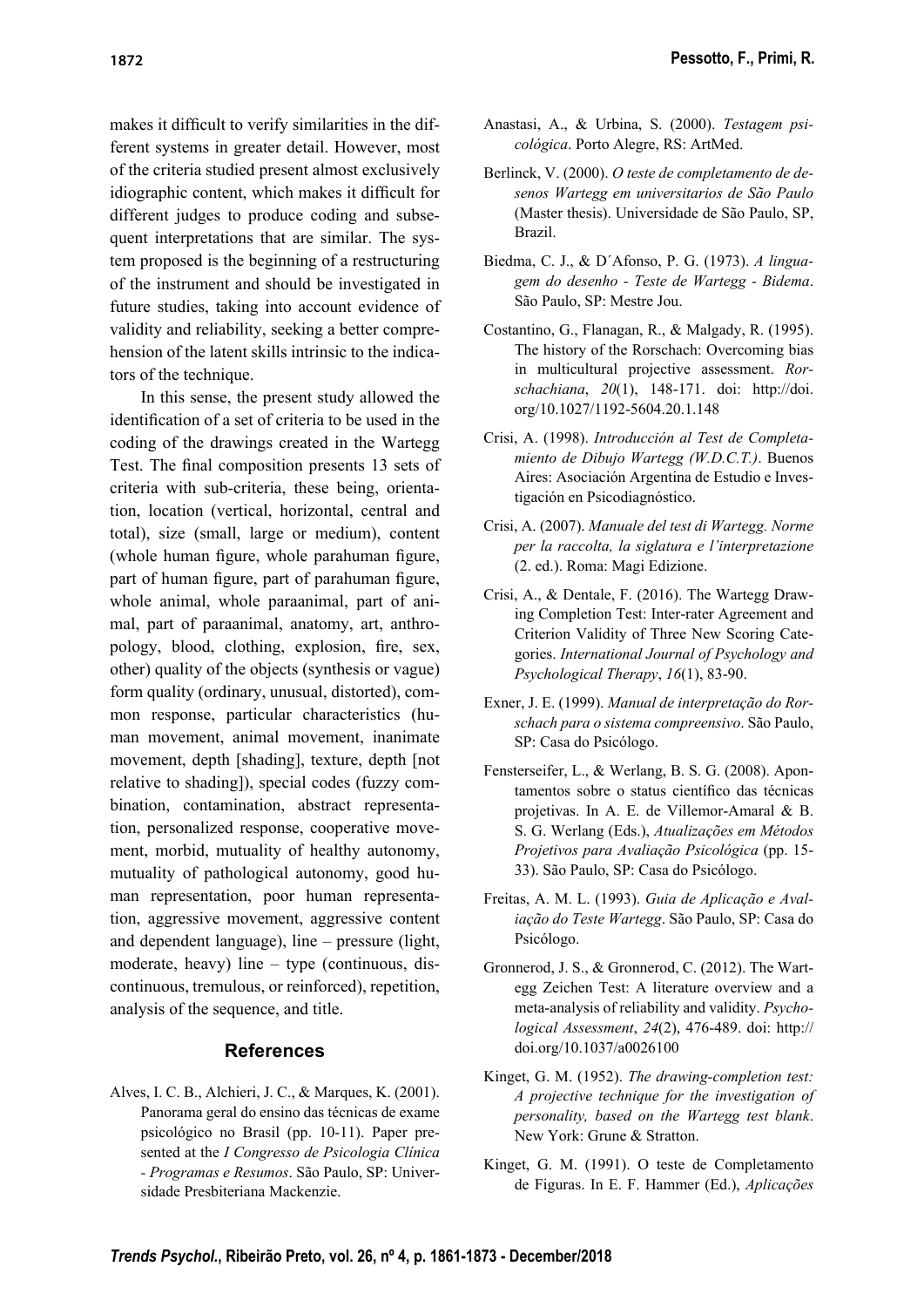makes it difficult to verify similarities in the different systems in greater detail. However, most of the criteria studied present almost exclusively idiographic content, which makes it difficult for different judges to produce coding and subsequent interpretations that are similar. The system proposed is the beginning of a restructuring of the instrument and should be investigated in future studies, taking into account evidence of validity and reliability, seeking a better comprehension of the latent skills intrinsic to the indicators of the technique.

In this sense, the present study allowed the identification of a set of criteria to be used in the coding of the drawings created in the Wartegg Test. The final composition presents 13 sets of criteria with sub-criteria, these being, orientation, location (vertical, horizontal, central and total), size (small, large or medium), content (whole human figure, whole parahuman figure, part of human figure, part of parahuman figure, whole animal, whole paraanimal, part of animal, part of paraanimal, anatomy, art, anthropology, blood, clothing, explosion, fire, sex, other) quality of the objects (synthesis or vague) form quality (ordinary, unusual, distorted), common response, particular characteristics (human movement, animal movement, inanimate movement, depth [shading], texture, depth [not relative to shading]), special codes (fuzzy combination, contamination, abstract representation, personalized response, cooperative movement, morbid, mutuality of healthy autonomy, mutuality of pathological autonomy, good human representation, poor human representation, aggressive movement, aggressive content and dependent language), line – pressure (light, moderate, heavy) line – type (continuous, discontinuous, tremulous, or reinforced), repetition, analysis of the sequence, and title.

## References

Alves, I. C. B., Alchieri, J. C., & Marques, K. (2001). Panorama geral do ensino das técnicas de exame psicológico no Brasil (pp. 10-11). Paper presented at the *I Congresso de Psicologia Clínica - Programas e Resumos*. São Paulo, SP: Universidade Presbiteriana Mackenzie.

Anastasi, A., & Urbina, S. (2000). *Testagem psicológica*. Porto Alegre, RS: ArtMed.

Berlinck, V. (2000). *O teste de completamento de desenos Wartegg em universitarios de São Paulo* (Master thesis). Universidade de São Paulo, SP, Brazil.

Biedma, C. J., & D´Afonso, P. G. (1973). *A linguagem do desenho - Teste de Wartegg - Bidema*. São Paulo, SP: Mestre Jou.

Costantino, G., Flanagan, R., & Malgady, R. (1995). The history of the Rorschach: Overcoming bias in multicultural projective assessment. *Rorschachiana*, *20*(1), 148-171. doi: http://doi.org/10.1027/1192-5604.20.1.148

Crisi, A. (1998). *Introducción al Test de Completamiento de Dibujo Wartegg (W.D.C.T.)*. Buenos Aires: Asociación Argentina de Estudio e Investigación en Psicodiagnóstico.

Crisi, A. (2007). *Manuale del test di Wartegg. Norme per la raccolta, la siglatura e l'interpretazione* (2. ed.). Roma: Magi Edizione.

Crisi, A., & Dentale, F. (2016). The Wartegg Drawing Completion Test: Inter-rater Agreement and Criterion Validity of Three New Scoring Categories. *International Journal of Psychology and Psychological Therapy*, *16*(1), 83-90.

Exner, J. E. (1999). *Manual de interpretação do Rorschach para o sistema compreensivo*. São Paulo, SP: Casa do Psicólogo.

Fensterseifer, L., & Werlang, B. S. G. (2008). Apontamentos sobre o status científico das técnicas projetivas. In A. E. de Villemor-Amaral & B. S. G. Werlang (Eds.), *Atualizações em Métodos Projetivos para Avaliação Psicológica* (pp. 15-33). São Paulo, SP: Casa do Psicólogo.

Freitas, A. M. L. (1993). *Guia de Aplicação e Avaliação do Teste Wartegg*. São Paulo, SP: Casa do Psicólogo.

Gronnerod, J. S., & Gronnerod, C. (2012). The Wartegg Zeichen Test: A literature overview and a meta-analysis of reliability and validity. *Psychological Assessment*, *24*(2), 476-489. doi: http://doi.org/10.1037/a0026100

Kinget, G. M. (1952). *The drawing-completion test: A projective technique for the investigation of personality, based on the Wartegg test blank*. New York: Grune & Stratton.

Kinget, G. M. (1991). O teste de Completamento de Figuras. In E. F. Hammer (Ed.), *Aplicações*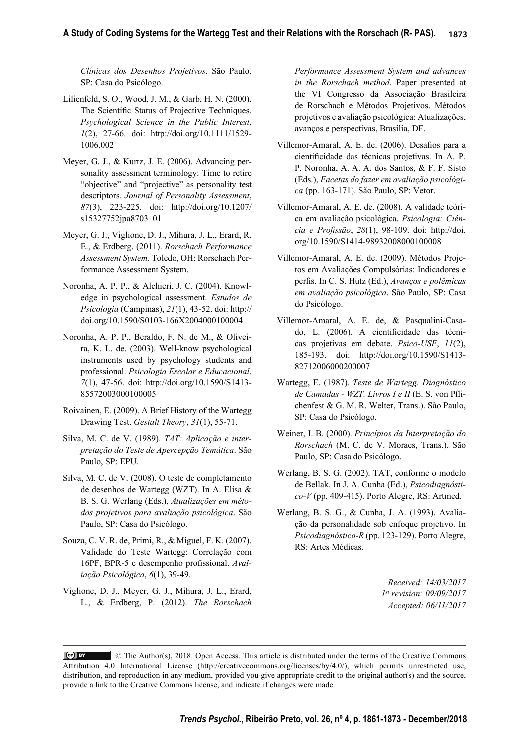*Clínicas dos Desenhos Projetivos*. São Paulo, SP: Casa do Psicólogo.

Lilienfeld, S. O., Wood, J. M., & Garb, H. N. (2000). The Scientific Status of Projective Techniques. *Psychological Science in the Public Interest*, *1*(2), 27-66. doi: http://doi.org/10.1111/1529-1006.002

Meyer, G. J., & Kurtz, J. E. (2006). Advancing personality assessment terminology: Time to retire "objective" and "projective" as personality test descriptors. *Journal of Personality Assessment*, *87*(3), 223-225. doi: http://doi.org/10.1207/s15327752jpa8703_01

Meyer, G. J., Viglione, D. J., Mihura, J. L., Erard, R. E., & Erdberg. (2011). *Rorschach Performance Assessment System*. Toledo, OH: Rorschach Performance Assessment System.

Noronha, A. P. P., & Alchieri, J. C. (2004). Knowledge in psychological assessment. *Estudos de Psicologia* (Campinas), *21*(1), 43-52. doi: http://doi.org/10.1590/S0103-166X2004000100004

Noronha, A. P. P., Beraldo, F. N. de M., & Oliveira, K. L. de. (2003). Well-know psychological instruments used by psychology students and professional. *Psicologia Escolar e Educacional*, *7*(1), 47-56. doi: http://doi.org/10.1590/S1413-85572003000100005

Roivainen, E. (2009). A Brief History of the Wartegg Drawing Test. *Gestalt Theory*, *31*(1), 55-71.

Silva, M. C. de V. (1989). *TAT: Aplicação e interpretação do Teste de Apercepção Temática*. São Paulo, SP: EPU.

Silva, M. C. de V. (2008). O teste de completamento de desenhos de Wartegg (WZT). In A. Elisa & B. S. G. Werlang (Eds.), *Atualizações em métodos projetivos para avaliação psicológica*. São Paulo, SP: Casa do Psicólogo.

Souza, C. V. R. de, Primi, R., & Miguel, F. K. (2007). Validade do Teste Wartegg: Correlação com 16PF, BPR-5 e desempenho profissional. *Avaliação Psicológica*, *6*(1), 39-49.

Viglione, D. J., Meyer, G. J., Mihura, J. L., Erard, L., & Erdberg, P. (2012). *The Rorschach Performance Assessment System and advances in the Rorschach method*. Paper presented at the VI Congresso da Associação Brasileira de Rorschach e Métodos Projetivos. Métodos projetivos e avaliação psicológica: Atualizações, avanços e perspectivas, Brasília, DF.

Villemor-Amaral, A. E. de. (2006). Desafios para a cientificidade das técnicas projetivas. In A. P. P. Noronha, A. A. A. dos Santos, & F. F. Sisto (Eds.), *Facetas do fazer em avaliação psicológica* (pp. 163-171). São Paulo, SP: Vetor.

Villemor-Amaral, A. E. de. (2008). A validade teórica em avaliação psicológica. *Psicologia: Ciência e Profissão*, *28*(1), 98-109. doi: http://doi.org/10.1590/S1414-98932008000100008

Villemor-Amaral, A. E. de. (2009). Métodos Projetos em Avaliações Compulsórias: Indicadores e perfis. In C. S. Hutz (Ed.), *Avanços e polêmicas em avaliação psicológica*. São Paulo, SP: Casa do Psicólogo.

Villemor-Amaral, A. E. de, & Pasqualini-Casado, L. (2006). A cientificidade das técnicas projetivas em debate. *Psico-USF*, *11*(2), 185-193. doi: http://doi.org/10.1590/S1413-82712006000200007

Wartegg, E. (1987). *Teste de Wartegg. Diagnóstico de Camadas - WZT. Livros I e II* (E. S. von Pflichenfest & G. M. R. Welter, Trans.). São Paulo, SP: Casa do Psicólogo.

Weiner, I. B. (2000). *Princípios da Interpretação do Rorschach* (M. C. de V. Moraes, Trans.). São Paulo, SP: Casa do Psicólogo.

Werlang, B. S. G. (2002). TAT, conforme o modelo de Bellak. In J. A. Cunha (Ed.), *Psicodiagnóstico-V* (pp. 409-415). Porto Alegre, RS: Artmed.

Werlang, B. S. G., & Cunha, J. A. (1993). Avaliação da personalidade sob enfoque projetivo. In *Psicodiagnóstico-R* (pp. 123-129). Porto Alegre, RS: Artes Médicas.

*Received: 14/03/2017*
*1st revision: 09/09/2017*
*Accepted: 06/11/2017*

© The Author(s), 2018. Open Access. This article is distributed under the terms of the Creative Commons Attribution 4.0 International License (http://creativecommons.org/licenses/by/4.0/), which permits unrestricted use, distribution, and reproduction in any medium, provided you give appropriate credit to the original author(s) and the source, provide a link to the Creative Commons license, and indicate if changes were made.